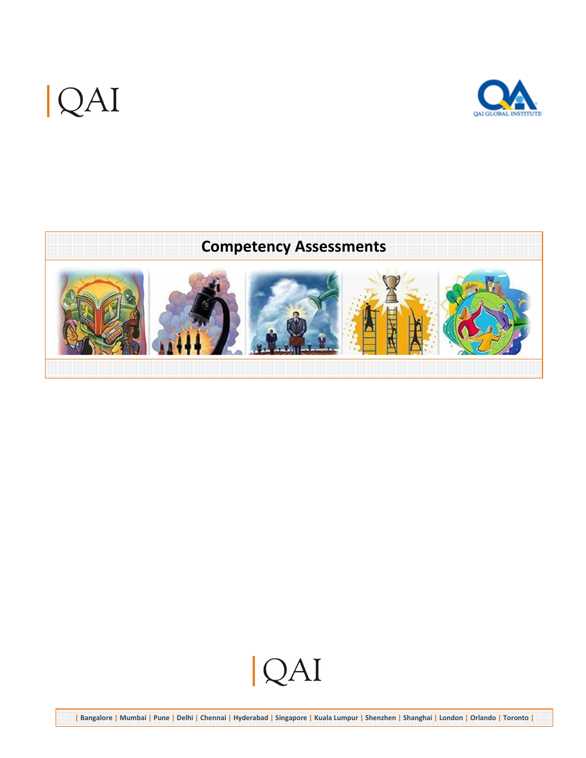|QAI

QAI GLOBAL INSTITUTE

# Competency Assessments

|QAI

| Bangalore | Mumbai | Pune | Delhi | Chennai | Hyderabad | Singapore | Kuala Lumpur | Shenzhen | Shanghai | London | Orlando | Toronto |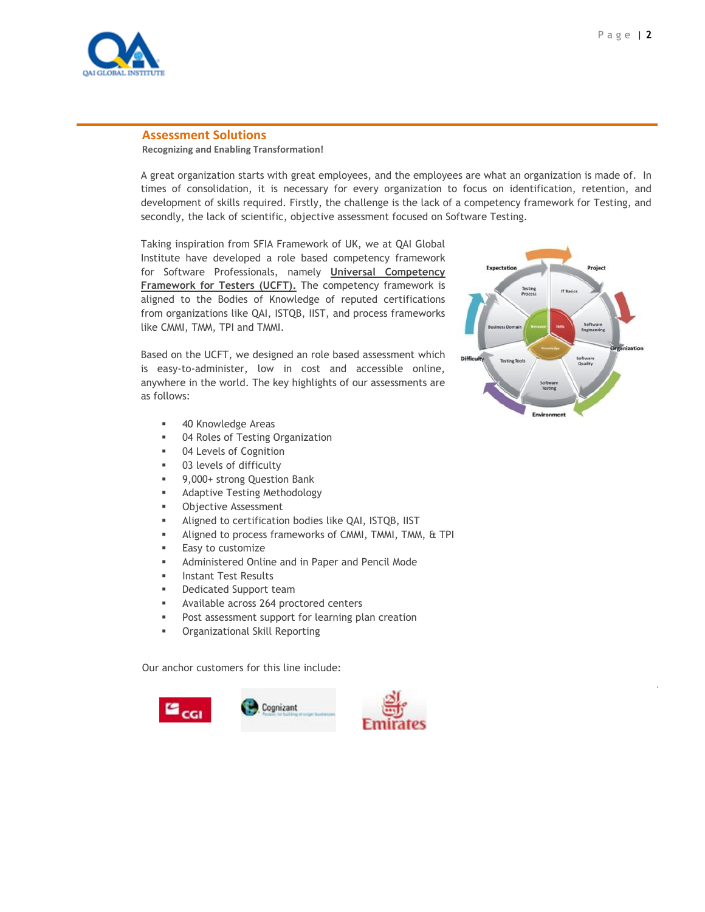## Assessment Solutions

**Recognizing and Enabling Transformation!**

A great organization starts with great employees, and the employees are what an organization is made of. In times of consolidation, it is necessary for every organization to focus on identification, retention, and development of skills required. Firstly, the challenge is the lack of a competency framework for Testing, and secondly, the lack of scientific, objective assessment focused on Software Testing.

Taking inspiration from SFIA Framework of UK, we at QAI Global Institute have developed a role based competency framework for Software Professionals, namely **Universal Competency Framework for Testers (UCFT).** The competency framework is aligned to the Bodies of Knowledge of reputed certifications from organizations like QAI, ISTQB, IIST, and process frameworks like CMMI, TMM, TPI and TMMI.

Based on the UCFT, we designed an role based assessment which is easy-to-administer, low in cost and accessible online, anywhere in the world. The key highlights of our assessments are as follows:

- 40 Knowledge Areas
- 04 Roles of Testing Organization
- 04 Levels of Cognition
- 03 levels of difficulty
- 9,000+ strong Question Bank
- Adaptive Testing Methodology
- Objective Assessment
- Aligned to certification bodies like QAI, ISTQB, IIST
- Aligned to process frameworks of CMMI, TMMI, TMM, & TPI
- Easy to customize
- Administered Online and in Paper and Pencil Mode
- Instant Test Results
- Dedicated Support team
- Available across 264 proctored centers
- Post assessment support for learning plan creation
- Organizational Skill Reporting

Our anchor customers for this line include: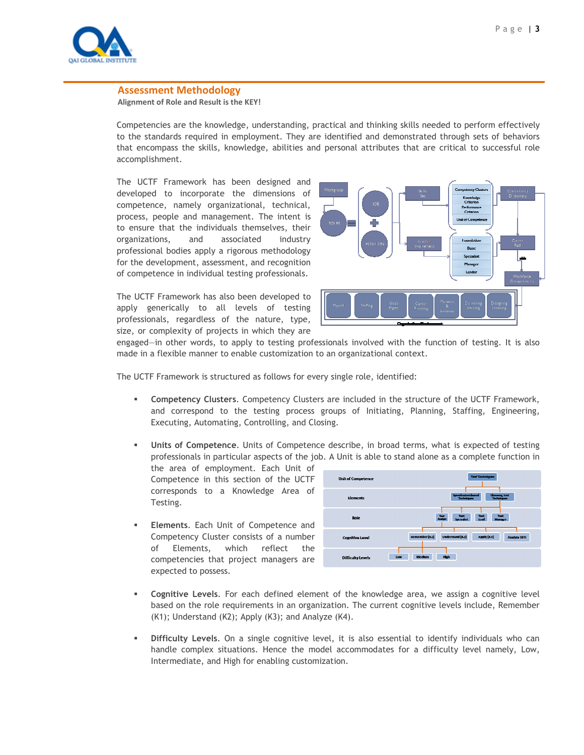## Assessment Methodology

**Alignment of Role and Result is the KEY!**

Competencies are the knowledge, understanding, practical and thinking skills needed to perform effectively to the standards required in employment. They are identified and demonstrated through sets of behaviors that encompass the skills, knowledge, abilities and personal attributes that are critical to successful role accomplishment.

The UCTF Framework has been designed and developed to incorporate the dimensions of competence, namely organizational, technical, process, people and management. The intent is to ensure that the individuals themselves, their organizations, and associated industry professional bodies apply a rigorous methodology for the development, assessment, and recognition of competence in individual testing professionals.

The UCTF Framework has also been developed to apply generically to all levels of testing professionals, regardless of the nature, type, size, or complexity of projects in which they are engaged—in other words, to apply to testing professionals involved with the function of testing. It is also made in a flexible manner to enable customization to an organizational context.

The UCTF Framework is structured as follows for every single role, identified:

- **Competency Clusters**. Competency Clusters are included in the structure of the UCTF Framework, and correspond to the testing process groups of Initiating, Planning, Staffing, Engineering, Executing, Automating, Controlling, and Closing.

- **Units of Competence**. Units of Competence describe, in broad terms, what is expected of testing professionals in particular aspects of the job. A Unit is able to stand alone as a complete function in the area of employment. Each Unit of Competence in this section of the UCTF corresponds to a Knowledge Area of Testing.

- **Elements**. Each Unit of Competence and Competency Cluster consists of a number of Elements, which reflect the competencies that project managers are expected to possess.

- **Cognitive Levels**. For each defined element of the knowledge area, we assign a cognitive level based on the role requirements in an organization. The current cognitive levels include, Remember (K1); Understand (K2); Apply (K3); and Analyze (K4).

- **Difficulty Levels**. On a single cognitive level, it is also essential to identify individuals who can handle complex situations. Hence the model accommodates for a difficulty level namely, Low, Intermediate, and High for enabling customization.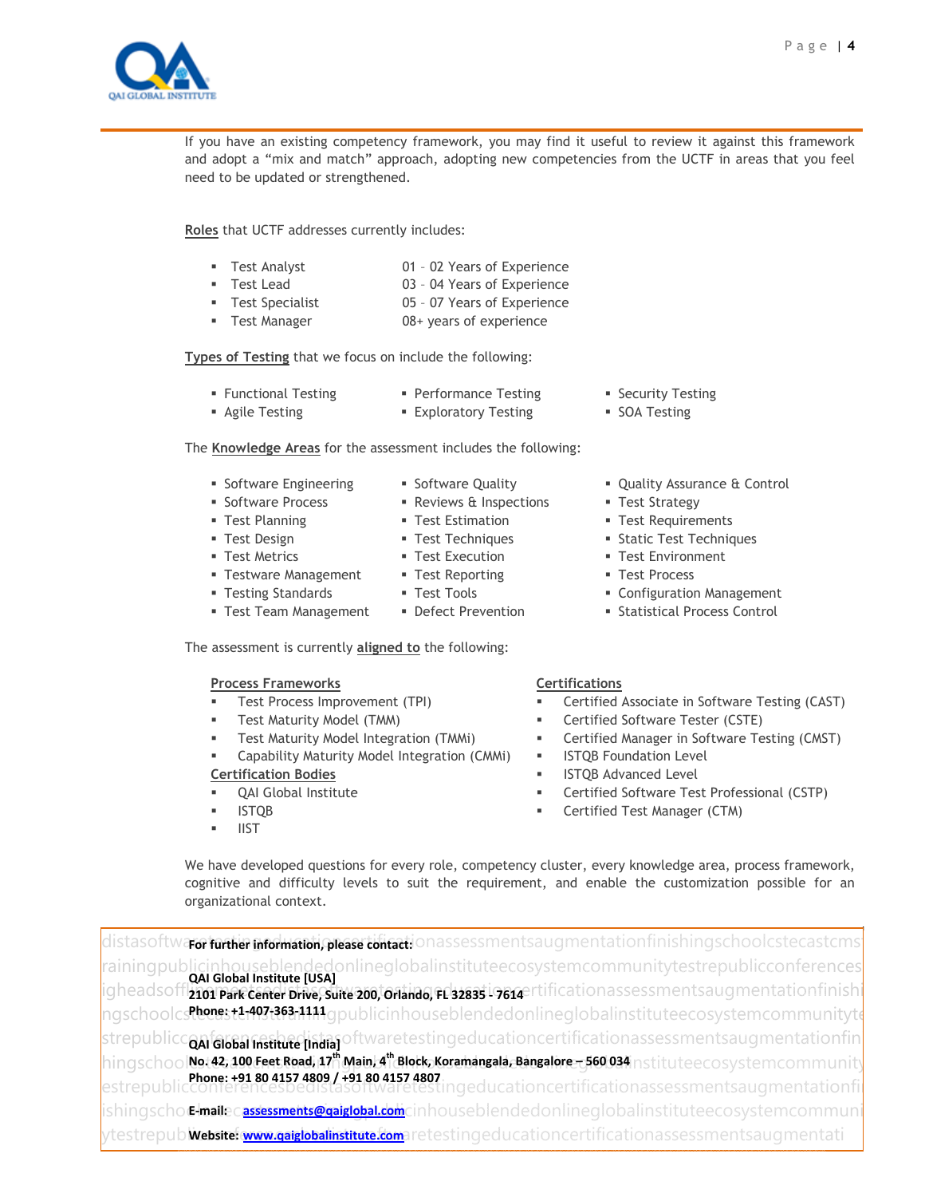If you have an existing competency framework, you may find it useful to review it against this framework and adopt a "mix and match" approach, adopting new competencies from the UCTF in areas that you feel need to be updated or strengthened.

**Roles** that UCTF addresses currently includes:

- Test Analyst — 01 - 02 Years of Experience
- Test Lead — 03 - 04 Years of Experience
- Test Specialist — 05 - 07 Years of Experience
- Test Manager — 08+ years of experience

**Types of Testing** that we focus on include the following:

- Functional Testing
- Agile Testing
- Performance Testing
- Exploratory Testing
- Security Testing
- SOA Testing

The **Knowledge Areas** for the assessment includes the following:

- Software Engineering
- Software Process
- Test Planning
- Test Design
- Test Metrics
- Testware Management
- Testing Standards
- Test Team Management
- Software Quality
- Reviews & Inspections
- Test Estimation
- Test Techniques
- Test Execution
- Test Reporting
- Test Tools
- Defect Prevention
- Quality Assurance & Control
- Test Strategy
- Test Requirements
- Static Test Techniques
- Test Environment
- Test Process
- Configuration Management
- Statistical Process Control

The assessment is currently **aligned to** the following:

**Process Frameworks**

- Test Process Improvement (TPI)
- Test Maturity Model (TMM)
- Test Maturity Model Integration (TMMi)
- Capability Maturity Model Integration (CMMi)

**Certification Bodies**

- QAI Global Institute
- ISTQB
- IIST

**Certifications**

- Certified Associate in Software Testing (CAST)
- Certified Software Tester (CSTE)
- Certified Manager in Software Testing (CMST)
- ISTQB Foundation Level
- ISTQB Advanced Level
- Certified Software Test Professional (CSTP)
- Certified Test Manager (CTM)

We have developed questions for every role, competency cluster, every knowledge area, process framework, cognitive and difficulty levels to suit the requirement, and enable the customization possible for an organizational context.

**For further information, please contact:**

**QAI Global Institute [USA]**
**2101 Park Center Drive, Suite 200, Orlando, FL 32835 - 7614**
**Phone: +1-407-363-1111**

**QAI Global Institute [India]**
**No. 42, 100 Feet Road, 17th Main, 4th Block, Koramangala, Bangalore – 560 034**
**Phone: +91 80 4157 4809 / +91 80 4157 4807**

**E-mail:** assessments@qaiglobal.com
**Website:** www.qaiglobalinstitute.com